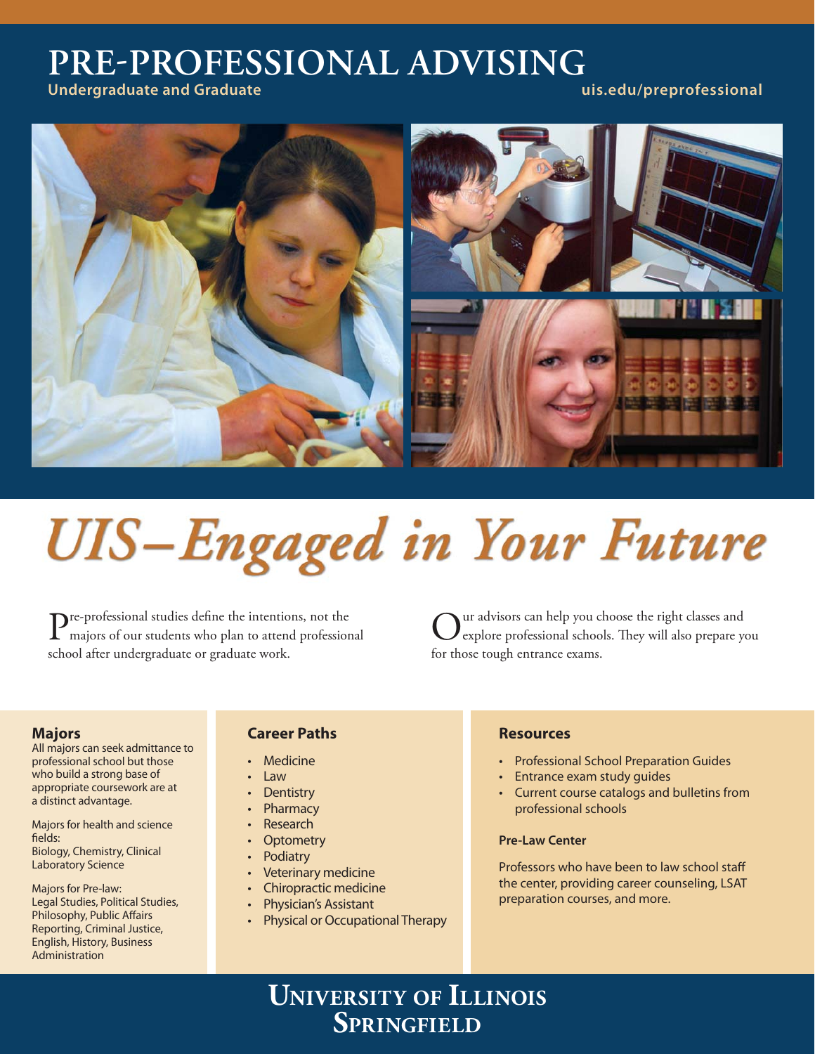# PRE-PROFESSIONAL ADVISING

**Undergraduate and Graduate**

uis.edu/preprofessional

## *UIS–Engaged in Your Future*

Pre-professional studies define the intentions, not the majors of our students who plan to attend professional school after undergraduate or graduate work.

Our advisors can help you choose the right classes and explore professional schools. They will also prepare you for those tough entrance exams.

### Majors

All majors can seek admittance to professional school but those who build a strong base of appropriate coursework are at a distinct advantage.

Majors for health and science fields:
Biology, Chemistry, Clinical Laboratory Science

Majors for Pre-law:
Legal Studies, Political Studies, Philosophy, Public Affairs Reporting, Criminal Justice, English, History, Business Administration

### Career Paths

- Medicine
- Law
- Dentistry
- Pharmacy
- Research
- Optometry
- Podiatry
- Veterinary medicine
- Chiropractic medicine
- Physician's Assistant
- Physical or Occupational Therapy

### Resources

- Professional School Preparation Guides
- Entrance exam study guides
- Current course catalogs and bulletins from professional schools

**Pre-Law Center**

Professors who have been to law school staff the center, providing career counseling, LSAT preparation courses, and more.

**University of Illinois Springfield**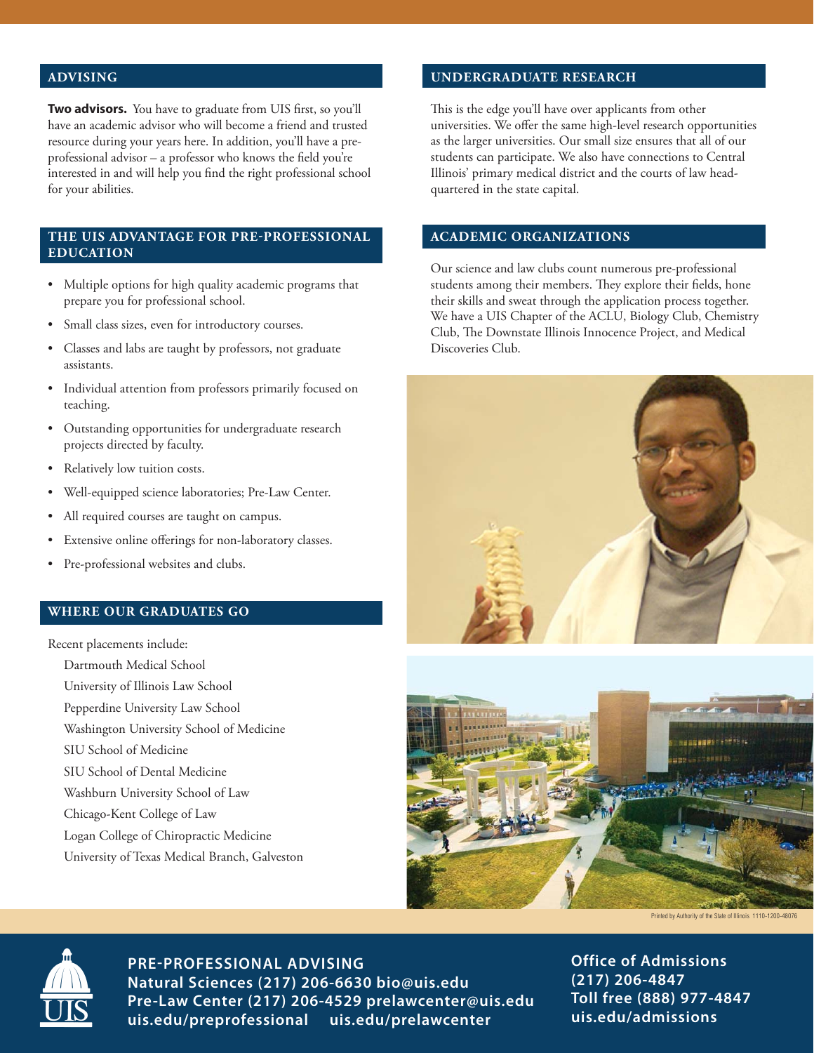## ADVISING

**Two advisors.** You have to graduate from UIS first, so you'll have an academic advisor who will become a friend and trusted resource during your years here. In addition, you'll have a pre-professional advisor – a professor who knows the field you're interested in and will help you find the right professional school for your abilities.

## THE UIS ADVANTAGE FOR PRE-PROFESSIONAL EDUCATION

- Multiple options for high quality academic programs that prepare you for professional school.
- Small class sizes, even for introductory courses.
- Classes and labs are taught by professors, not graduate assistants.
- Individual attention from professors primarily focused on teaching.
- Outstanding opportunities for undergraduate research projects directed by faculty.
- Relatively low tuition costs.
- Well-equipped science laboratories; Pre-Law Center.
- All required courses are taught on campus.
- Extensive online offerings for non-laboratory classes.
- Pre-professional websites and clubs.

## WHERE OUR GRADUATES GO

Recent placements include:

- Dartmouth Medical School
- University of Illinois Law School
- Pepperdine University Law School
- Washington University School of Medicine
- SIU School of Medicine
- SIU School of Dental Medicine
- Washburn University School of Law
- Chicago-Kent College of Law
- Logan College of Chiropractic Medicine
- University of Texas Medical Branch, Galveston

## UNDERGRADUATE RESEARCH

This is the edge you'll have over applicants from other universities. We offer the same high-level research opportunities as the larger universities. Our small size ensures that all of our students can participate. We also have connections to Central Illinois' primary medical district and the courts of law headquartered in the state capital.

## ACADEMIC ORGANIZATIONS

Our science and law clubs count numerous pre-professional students among their members. They explore their fields, hone their skills and sweat through the application process together. We have a UIS Chapter of the ACLU, Biology Club, Chemistry Club, The Downstate Illinois Innocence Project, and Medical Discoveries Club.

Printed by Authority of the State of Illinois 1110-1200-48076

**PRE-PROFESSIONAL ADVISING**
**Natural Sciences (217) 206-6630 bio@uis.edu**
**Pre-Law Center (217) 206-4529 prelawcenter@uis.edu**
**uis.edu/preprofessional uis.edu/prelawcenter**

**Office of Admissions**
**(217) 206-4847**
**Toll free (888) 977-4847**
**uis.edu/admissions**